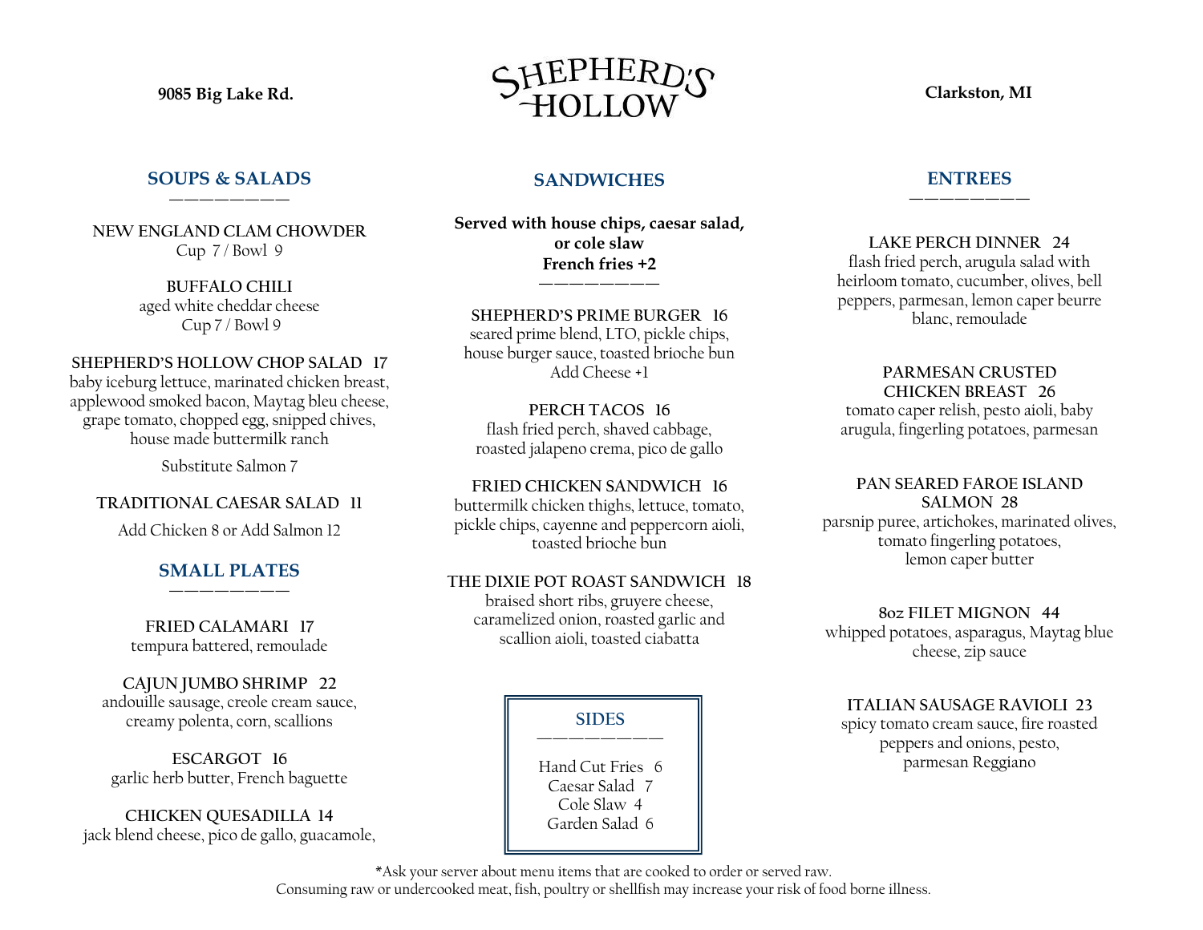# SHEPHERD'S HOLLOW

**9085 Big Lake Rd.** **Clarkston, MI**

## SOUPS & SALADS

NEW ENGLAND CLAM CHOWDER
Cup 7 / Bowl 9

BUFFALO CHILI
aged white cheddar cheese
Cup 7 / Bowl 9

SHEPHERD'S HOLLOW CHOP SALAD 17
baby iceburg lettuce, marinated chicken breast, applewood smoked bacon, Maytag bleu cheese, grape tomato, chopped egg, snipped chives, house made buttermilk ranch

Substitute Salmon 7

TRADITIONAL CAESAR SALAD 11

Add Chicken 8 or Add Salmon 12

## SMALL PLATES

FRIED CALAMARI 17
tempura battered, remoulade

CAJUN JUMBO SHRIMP 22
andouille sausage, creole cream sauce, creamy polenta, corn, scallions

ESCARGOT 16
garlic herb butter, French baguette

CHICKEN QUESADILLA 14
jack blend cheese, pico de gallo, guacamole,

## SANDWICHES

**Served with house chips, caesar salad, or cole slaw**
**French fries +2**

SHEPHERD'S PRIME BURGER 16
seared prime blend, LTO, pickle chips, house burger sauce, toasted brioche bun
Add Cheese +1

PERCH TACOS 16
flash fried perch, shaved cabbage, roasted jalapeno crema, pico de gallo

FRIED CHICKEN SANDWICH 16
buttermilk chicken thighs, lettuce, tomato, pickle chips, cayenne and peppercorn aioli, toasted brioche bun

THE DIXIE POT ROAST SANDWICH 18
braised short ribs, gruyere cheese, caramelized onion, roasted garlic and scallion aioli, toasted ciabatta

### SIDES

Hand Cut Fries 6
Caesar Salad 7
Cole Slaw 4
Garden Salad 6

## ENTREES

LAKE PERCH DINNER 24
flash fried perch, arugula salad with heirloom tomato, cucumber, olives, bell peppers, parmesan, lemon caper beurre blanc, remoulade

PARMESAN CRUSTED CHICKEN BREAST 26
tomato caper relish, pesto aioli, baby arugula, fingerling potatoes, parmesan

PAN SEARED FAROE ISLAND SALMON 28
parsnip puree, artichokes, marinated olives, tomato fingerling potatoes, lemon caper butter

8oz FILET MIGNON 44
whipped potatoes, asparagus, Maytag blue cheese, zip sauce

ITALIAN SAUSAGE RAVIOLI 23
spicy tomato cream sauce, fire roasted peppers and onions, pesto, parmesan Reggiano

*Ask your server about menu items that are cooked to order or served raw.
Consuming raw or undercooked meat, fish, poultry or shellfish may increase your risk of food borne illness.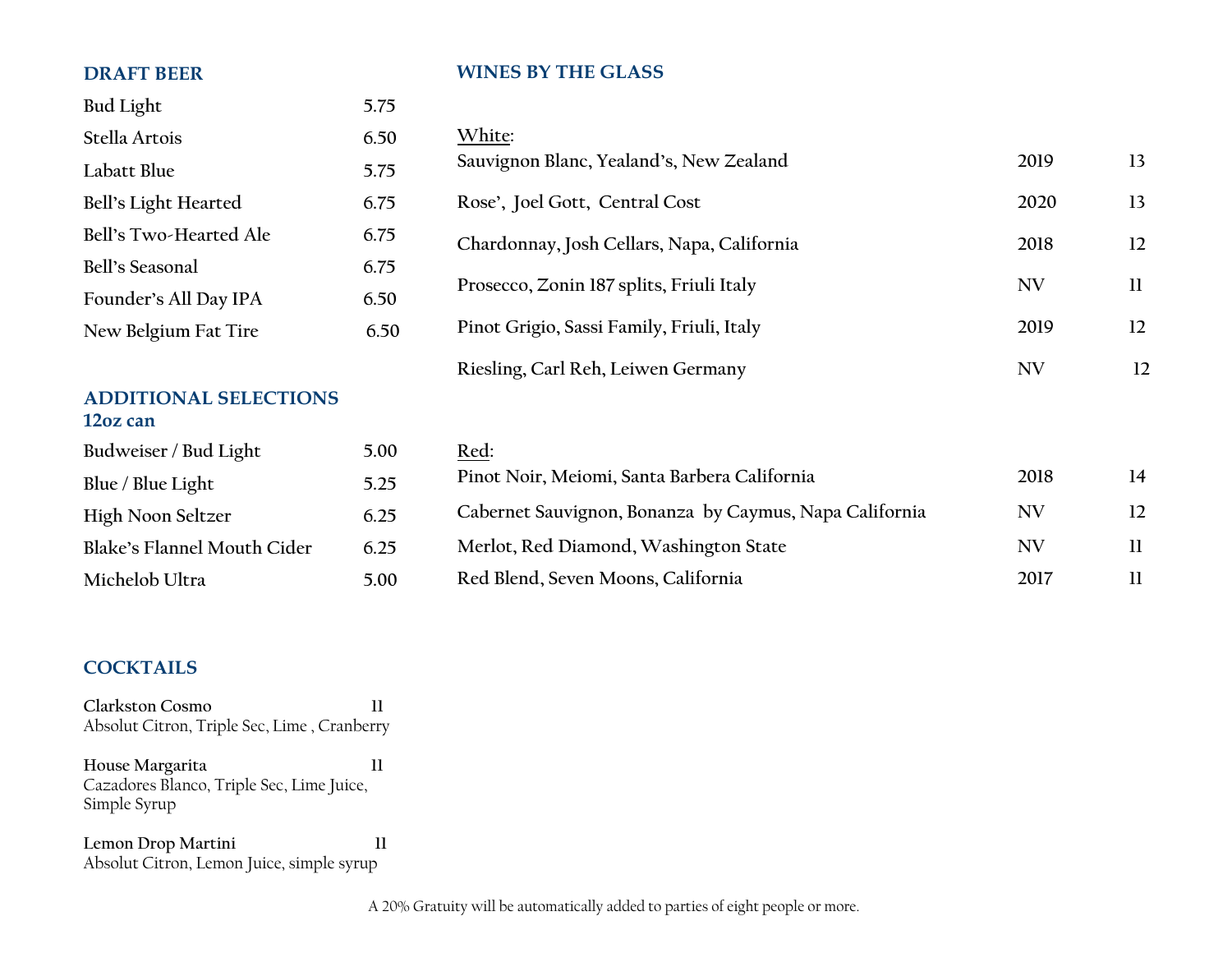## DRAFT BEER

| | |
|---|---|
| Bud Light | 5.75 |
| Stella Artois | 6.50 |
| Labatt Blue | 5.75 |
| Bell's Light Hearted | 6.75 |
| Bell's Two-Hearted Ale | 6.75 |
| Bell's Seasonal | 6.75 |
| Founder's All Day IPA | 6.50 |
| New Belgium Fat Tire | 6.50 |

## ADDITIONAL SELECTIONS

**12oz can**

| | |
|---|---|
| Budweiser / Bud Light | 5.00 |
| Blue / Blue Light | 5.25 |
| High Noon Seltzer | 6.25 |
| Blake's Flannel Mouth Cider | 6.25 |
| Michelob Ultra | 5.00 |

## COCKTAILS

**Clarkston Cosmo** 11
Absolut Citron, Triple Sec, Lime , Cranberry

**House Margarita** 11
Cazadores Blanco, Triple Sec, Lime Juice, Simple Syrup

**Lemon Drop Martini** 11
Absolut Citron, Lemon Juice, simple syrup

## WINES BY THE GLASS

White:

| | | |
|---|---|---|
| Sauvignon Blanc, Yealand's, New Zealand | 2019 | 13 |
| Rose', Joel Gott, Central Cost | 2020 | 13 |
| Chardonnay, Josh Cellars, Napa, California | 2018 | 12 |
| Prosecco, Zonin 187 splits, Friuli Italy | NV | 11 |
| Pinot Grigio, Sassi Family, Friuli, Italy | 2019 | 12 |
| Riesling, Carl Reh, Leiwen Germany | NV | 12 |

Red:

| | | |
|---|---|---|
| Pinot Noir, Meiomi, Santa Barbera California | 2018 | 14 |
| Cabernet Sauvignon, Bonanza by Caymus, Napa California | NV | 12 |
| Merlot, Red Diamond, Washington State | NV | 11 |
| Red Blend, Seven Moons, California | 2017 | 11 |

A 20% Gratuity will be automatically added to parties of eight people or more.